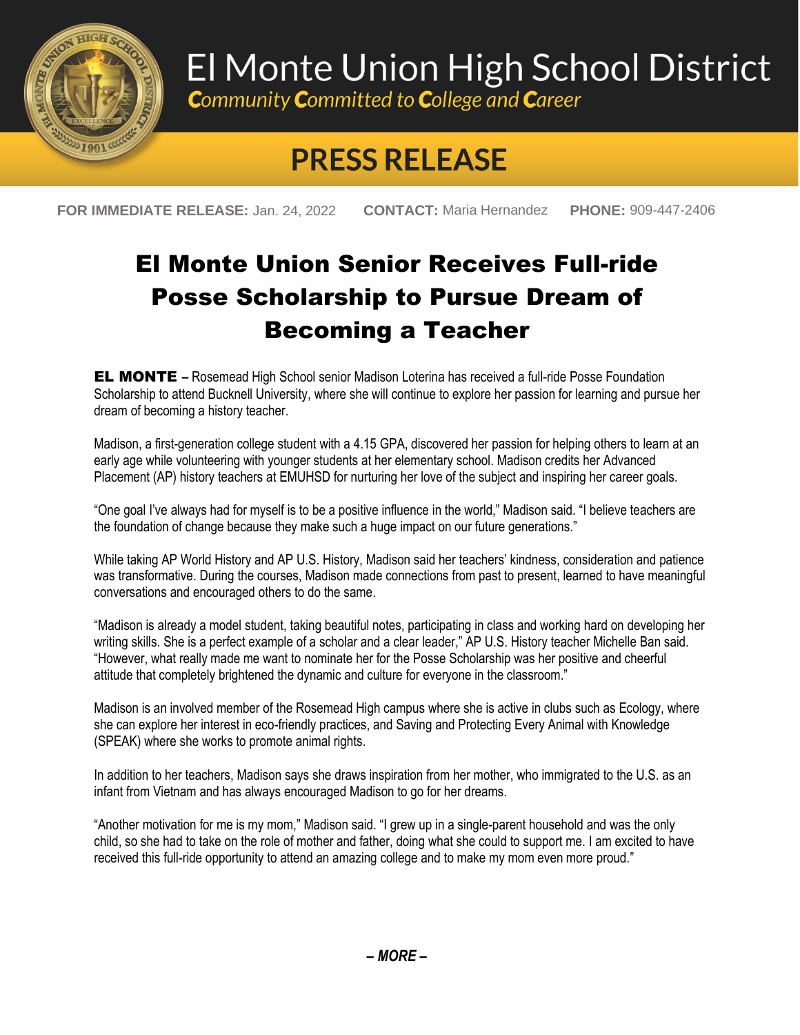# El Monte Union High School District

*Community Committed to College and Career*

## PRESS RELEASE

**FOR IMMEDIATE RELEASE:** Jan. 24, 2022  **CONTACT:** Maria Hernandez  **PHONE:** 909-447-2406

# El Monte Union Senior Receives Full-ride Posse Scholarship to Pursue Dream of Becoming a Teacher

**EL MONTE –** Rosemead High School senior Madison Loterina has received a full-ride Posse Foundation Scholarship to attend Bucknell University, where she will continue to explore her passion for learning and pursue her dream of becoming a history teacher.

Madison, a first-generation college student with a 4.15 GPA, discovered her passion for helping others to learn at an early age while volunteering with younger students at her elementary school. Madison credits her Advanced Placement (AP) history teachers at EMUHSD for nurturing her love of the subject and inspiring her career goals.

"One goal I've always had for myself is to be a positive influence in the world," Madison said. "I believe teachers are the foundation of change because they make such a huge impact on our future generations."

While taking AP World History and AP U.S. History, Madison said her teachers' kindness, consideration and patience was transformative. During the courses, Madison made connections from past to present, learned to have meaningful conversations and encouraged others to do the same.

"Madison is already a model student, taking beautiful notes, participating in class and working hard on developing her writing skills. She is a perfect example of a scholar and a clear leader," AP U.S. History teacher Michelle Ban said. "However, what really made me want to nominate her for the Posse Scholarship was her positive and cheerful attitude that completely brightened the dynamic and culture for everyone in the classroom."

Madison is an involved member of the Rosemead High campus where she is active in clubs such as Ecology, where she can explore her interest in eco-friendly practices, and Saving and Protecting Every Animal with Knowledge (SPEAK) where she works to promote animal rights.

In addition to her teachers, Madison says she draws inspiration from her mother, who immigrated to the U.S. as an infant from Vietnam and has always encouraged Madison to go for her dreams.

"Another motivation for me is my mom," Madison said. "I grew up in a single-parent household and was the only child, so she had to take on the role of mother and father, doing what she could to support me. I am excited to have received this full-ride opportunity to attend an amazing college and to make my mom even more proud."

***– MORE –***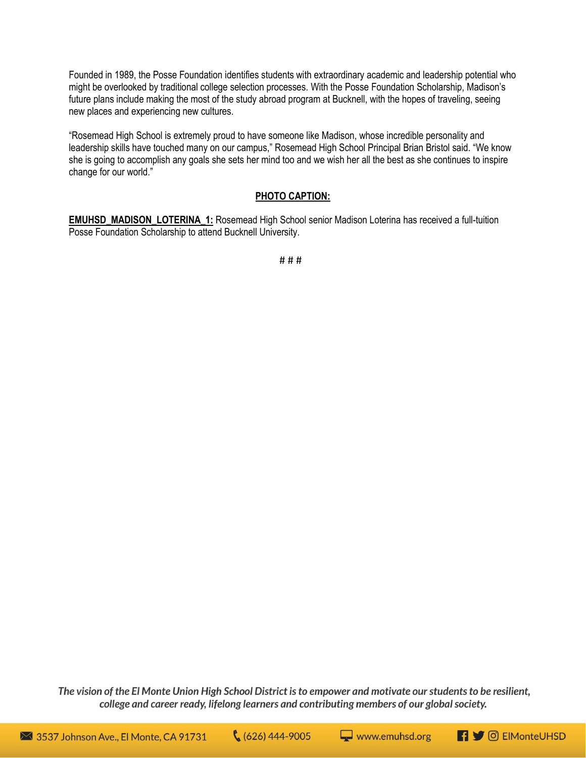Founded in 1989, the Posse Foundation identifies students with extraordinary academic and leadership potential who might be overlooked by traditional college selection processes. With the Posse Foundation Scholarship, Madison's future plans include making the most of the study abroad program at Bucknell, with the hopes of traveling, seeing new places and experiencing new cultures.

"Rosemead High School is extremely proud to have someone like Madison, whose incredible personality and leadership skills have touched many on our campus," Rosemead High School Principal Brian Bristol said. "We know she is going to accomplish any goals she sets her mind too and we wish her all the best as she continues to inspire change for our world."

**PHOTO CAPTION:**

**EMUHSD_MADISON_LOTERINA_1:** Rosemead High School senior Madison Loterina has received a full-tuition Posse Foundation Scholarship to attend Bucknell University.

# # #

*The vision of the El Monte Union High School District is to empower and motivate our students to be resilient, college and career ready, lifelong learners and contributing members of our global society.*

3537 Johnson Ave., El Monte, CA 91731 | (626) 444-9005 | www.emuhsd.org | ElMonteUHSD